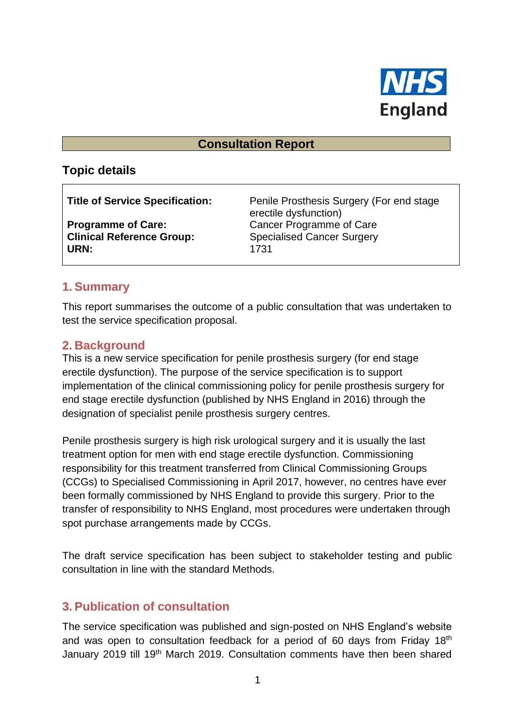NHS England

# Consultation Report

## Topic details

| | |
|---|---|
| **Title of Service Specification:** | Penile Prosthesis Surgery (For end stage erectile dysfunction) |
| **Programme of Care:** | Cancer Programme of Care |
| **Clinical Reference Group:** | Specialised Cancer Surgery |
| **URN:** | 1731 |

## 1. Summary

This report summarises the outcome of a public consultation that was undertaken to test the service specification proposal.

## 2. Background

This is a new service specification for penile prosthesis surgery (for end stage erectile dysfunction). The purpose of the service specification is to support implementation of the clinical commissioning policy for penile prosthesis surgery for end stage erectile dysfunction (published by NHS England in 2016) through the designation of specialist penile prosthesis surgery centres.

Penile prosthesis surgery is high risk urological surgery and it is usually the last treatment option for men with end stage erectile dysfunction. Commissioning responsibility for this treatment transferred from Clinical Commissioning Groups (CCGs) to Specialised Commissioning in April 2017, however, no centres have ever been formally commissioned by NHS England to provide this surgery. Prior to the transfer of responsibility to NHS England, most procedures were undertaken through spot purchase arrangements made by CCGs.

The draft service specification has been subject to stakeholder testing and public consultation in line with the standard Methods.

## 3. Publication of consultation

The service specification was published and sign-posted on NHS England's website and was open to consultation feedback for a period of 60 days from Friday 18th January 2019 till 19th March 2019. Consultation comments have then been shared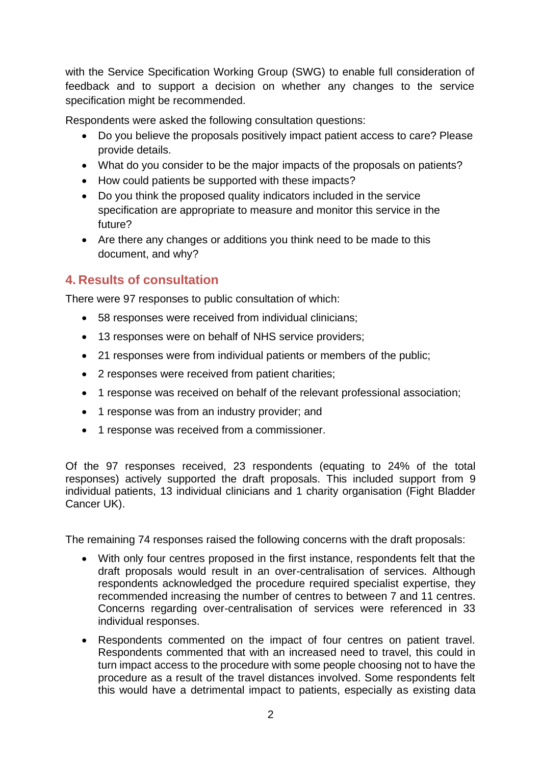with the Service Specification Working Group (SWG) to enable full consideration of feedback and to support a decision on whether any changes to the service specification might be recommended.

Respondents were asked the following consultation questions:

- Do you believe the proposals positively impact patient access to care? Please provide details.
- What do you consider to be the major impacts of the proposals on patients?
- How could patients be supported with these impacts?
- Do you think the proposed quality indicators included in the service specification are appropriate to measure and monitor this service in the future?
- Are there any changes or additions you think need to be made to this document, and why?

## 4. Results of consultation

There were 97 responses to public consultation of which:

- 58 responses were received from individual clinicians;
- 13 responses were on behalf of NHS service providers;
- 21 responses were from individual patients or members of the public;
- 2 responses were received from patient charities;
- 1 response was received on behalf of the relevant professional association;
- 1 response was from an industry provider; and
- 1 response was received from a commissioner.

Of the 97 responses received, 23 respondents (equating to 24% of the total responses) actively supported the draft proposals. This included support from 9 individual patients, 13 individual clinicians and 1 charity organisation (Fight Bladder Cancer UK).

The remaining 74 responses raised the following concerns with the draft proposals:

- With only four centres proposed in the first instance, respondents felt that the draft proposals would result in an over-centralisation of services. Although respondents acknowledged the procedure required specialist expertise, they recommended increasing the number of centres to between 7 and 11 centres. Concerns regarding over-centralisation of services were referenced in 33 individual responses.
- Respondents commented on the impact of four centres on patient travel. Respondents commented that with an increased need to travel, this could in turn impact access to the procedure with some people choosing not to have the procedure as a result of the travel distances involved. Some respondents felt this would have a detrimental impact to patients, especially as existing data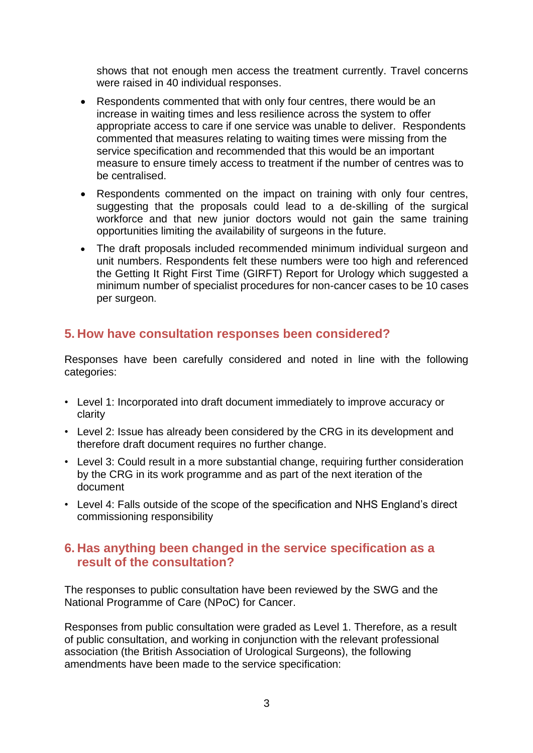shows that not enough men access the treatment currently. Travel concerns were raised in 40 individual responses.

- Respondents commented that with only four centres, there would be an increase in waiting times and less resilience across the system to offer appropriate access to care if one service was unable to deliver. Respondents commented that measures relating to waiting times were missing from the service specification and recommended that this would be an important measure to ensure timely access to treatment if the number of centres was to be centralised.
- Respondents commented on the impact on training with only four centres, suggesting that the proposals could lead to a de-skilling of the surgical workforce and that new junior doctors would not gain the same training opportunities limiting the availability of surgeons in the future.
- The draft proposals included recommended minimum individual surgeon and unit numbers. Respondents felt these numbers were too high and referenced the Getting It Right First Time (GIRFT) Report for Urology which suggested a minimum number of specialist procedures for non-cancer cases to be 10 cases per surgeon.

## 5. How have consultation responses been considered?

Responses have been carefully considered and noted in line with the following categories:

- Level 1: Incorporated into draft document immediately to improve accuracy or clarity
- Level 2: Issue has already been considered by the CRG in its development and therefore draft document requires no further change.
- Level 3: Could result in a more substantial change, requiring further consideration by the CRG in its work programme and as part of the next iteration of the document
- Level 4: Falls outside of the scope of the specification and NHS England's direct commissioning responsibility

## 6. Has anything been changed in the service specification as a result of the consultation?

The responses to public consultation have been reviewed by the SWG and the National Programme of Care (NPoC) for Cancer.

Responses from public consultation were graded as Level 1. Therefore, as a result of public consultation, and working in conjunction with the relevant professional association (the British Association of Urological Surgeons), the following amendments have been made to the service specification: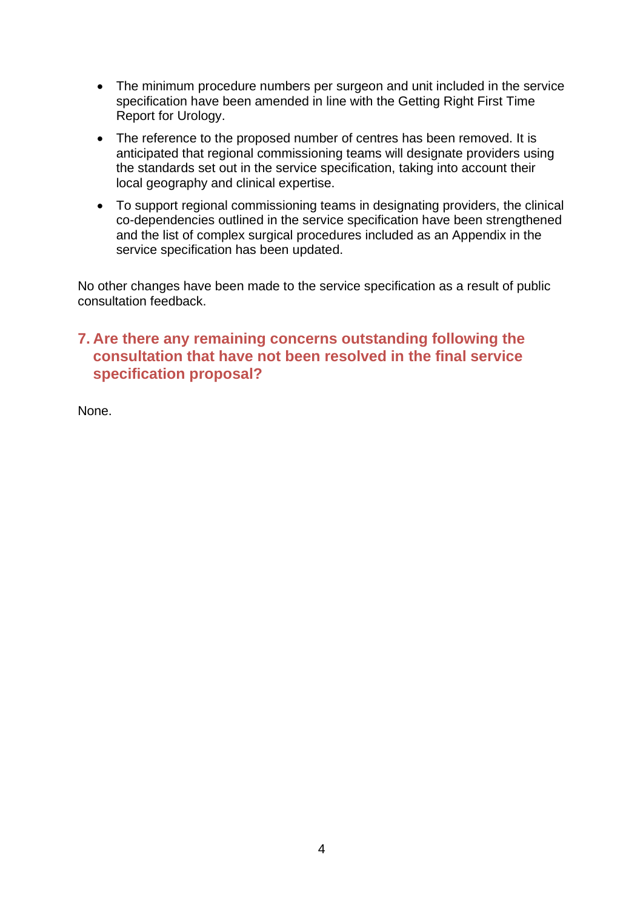- The minimum procedure numbers per surgeon and unit included in the service specification have been amended in line with the Getting Right First Time Report for Urology.
- The reference to the proposed number of centres has been removed. It is anticipated that regional commissioning teams will designate providers using the standards set out in the service specification, taking into account their local geography and clinical expertise.
- To support regional commissioning teams in designating providers, the clinical co-dependencies outlined in the service specification have been strengthened and the list of complex surgical procedures included as an Appendix in the service specification has been updated.

No other changes have been made to the service specification as a result of public consultation feedback.

## 7. Are there any remaining concerns outstanding following the consultation that have not been resolved in the final service specification proposal?

None.